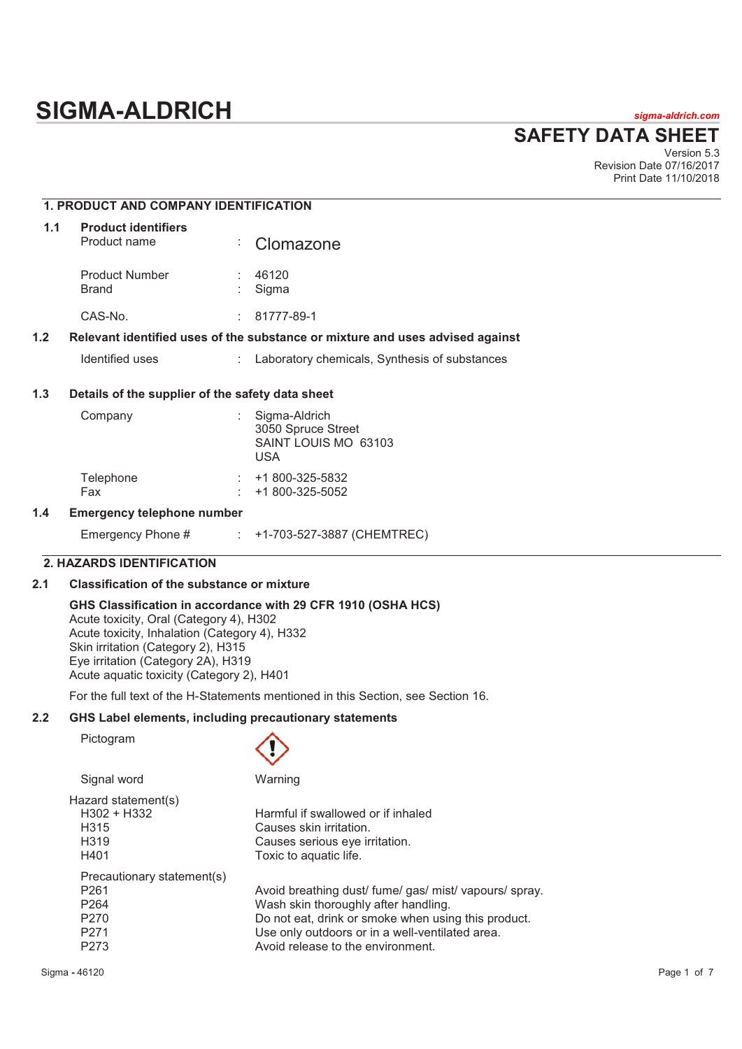# SIGMA-ALDRICH

*sigma-aldrich.com*

## SAFETY DATA SHEET

Version 5.3
Revision Date 07/16/2017
Print Date 11/10/2018

### 1. PRODUCT AND COMPANY IDENTIFICATION

**1.1 Product identifiers**

| | | |
|---|---|---|
| Product name | : | Clomazone |
| Product Number | : | 46120 |
| Brand | : | Sigma |
| CAS-No. | : | 81777-89-1 |

**1.2 Relevant identified uses of the substance or mixture and uses advised against**

| | | |
|---|---|---|
| Identified uses | : | Laboratory chemicals, Synthesis of substances |

**1.3 Details of the supplier of the safety data sheet**

| | | |
|---|---|---|
| Company | : | Sigma-Aldrich<br>3050 Spruce Street<br>SAINT LOUIS MO 63103<br>USA |
| Telephone | : | +1 800-325-5832 |
| Fax | : | +1 800-325-5052 |

**1.4 Emergency telephone number**

| | | |
|---|---|---|
| Emergency Phone # | : | +1-703-527-3887 (CHEMTREC) |

### 2. HAZARDS IDENTIFICATION

**2.1 Classification of the substance or mixture**

**GHS Classification in accordance with 29 CFR 1910 (OSHA HCS)**
Acute toxicity, Oral (Category 4), H302
Acute toxicity, Inhalation (Category 4), H332
Skin irritation (Category 2), H315
Eye irritation (Category 2A), H319
Acute aquatic toxicity (Category 2), H401

For the full text of the H-Statements mentioned in this Section, see Section 16.

**2.2 GHS Label elements, including precautionary statements**

Pictogram

Signal word: Warning

Hazard statement(s)

| | |
|---|---|
| H302 + H332 | Harmful if swallowed or if inhaled |
| H315 | Causes skin irritation. |
| H319 | Causes serious eye irritation. |
| H401 | Toxic to aquatic life. |

Precautionary statement(s)

| | |
|---|---|
| P261 | Avoid breathing dust/ fume/ gas/ mist/ vapours/ spray. |
| P264 | Wash skin thoroughly after handling. |
| P270 | Do not eat, drink or smoke when using this product. |
| P271 | Use only outdoors or in a well-ventilated area. |
| P273 | Avoid release to the environment. |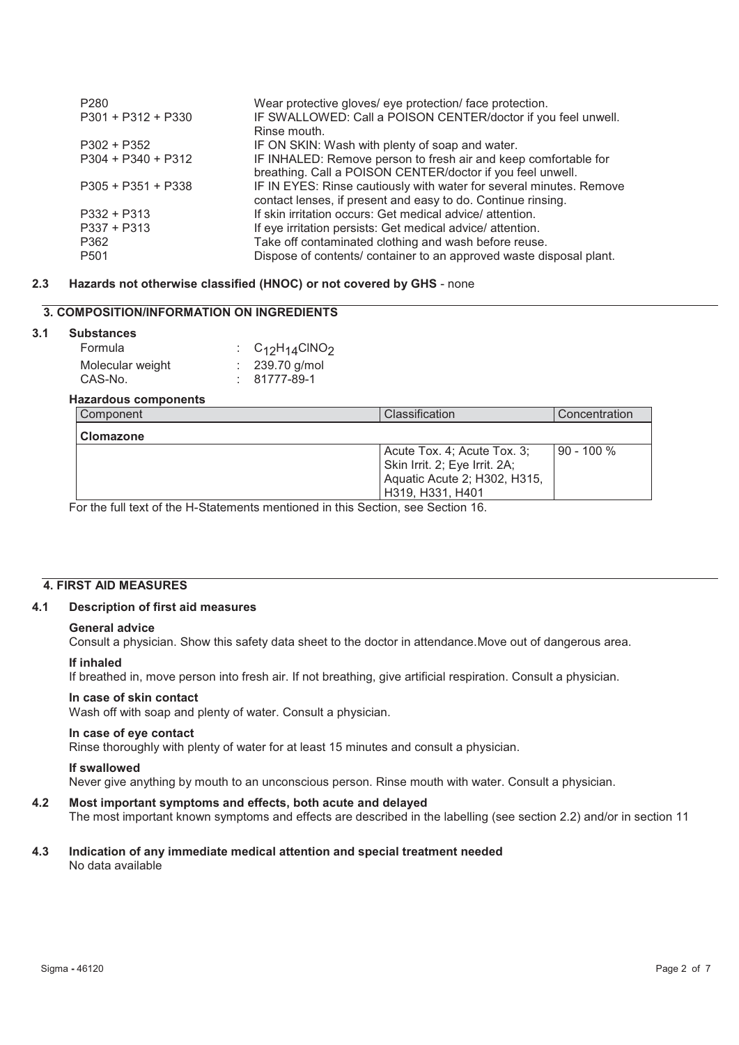| | |
|---|---|
| P280 | Wear protective gloves/ eye protection/ face protection. |
| P301 + P312 + P330 | IF SWALLOWED: Call a POISON CENTER/doctor if you feel unwell. Rinse mouth. |
| P302 + P352 | IF ON SKIN: Wash with plenty of soap and water. |
| P304 + P340 + P312 | IF INHALED: Remove person to fresh air and keep comfortable for breathing. Call a POISON CENTER/doctor if you feel unwell. |
| P305 + P351 + P338 | IF IN EYES: Rinse cautiously with water for several minutes. Remove contact lenses, if present and easy to do. Continue rinsing. |
| P332 + P313 | If skin irritation occurs: Get medical advice/ attention. |
| P337 + P313 | If eye irritation persists: Get medical advice/ attention. |
| P362 | Take off contaminated clothing and wash before reuse. |
| P501 | Dispose of contents/ container to an approved waste disposal plant. |

### 2.3 Hazards not otherwise classified (HNOC) or not covered by GHS - none

## 3. COMPOSITION/INFORMATION ON INGREDIENTS

### 3.1 Substances

| | |
|---|---|
| Formula | : $C_{12}H_{14}ClNO_2$ |
| Molecular weight | : 239.70 g/mol |
| CAS-No. | : 81777-89-1 |

**Hazardous components**

| Component | Classification | Concentration |
|---|---|---|
| **Clomazone** | | |
| | Acute Tox. 4; Acute Tox. 3; Skin Irrit. 2; Eye Irrit. 2A; Aquatic Acute 2; H302, H315, H319, H331, H401 | 90 - 100 % |

For the full text of the H-Statements mentioned in this Section, see Section 16.

## 4. FIRST AID MEASURES

### 4.1 Description of first aid measures

**General advice**
Consult a physician. Show this safety data sheet to the doctor in attendance.Move out of dangerous area.

**If inhaled**
If breathed in, move person into fresh air. If not breathing, give artificial respiration. Consult a physician.

**In case of skin contact**
Wash off with soap and plenty of water. Consult a physician.

**In case of eye contact**
Rinse thoroughly with plenty of water for at least 15 minutes and consult a physician.

**If swallowed**
Never give anything by mouth to an unconscious person. Rinse mouth with water. Consult a physician.

### 4.2 Most important symptoms and effects, both acute and delayed

The most important known symptoms and effects are described in the labelling (see section 2.2) and/or in section 11

### 4.3 Indication of any immediate medical attention and special treatment needed

No data available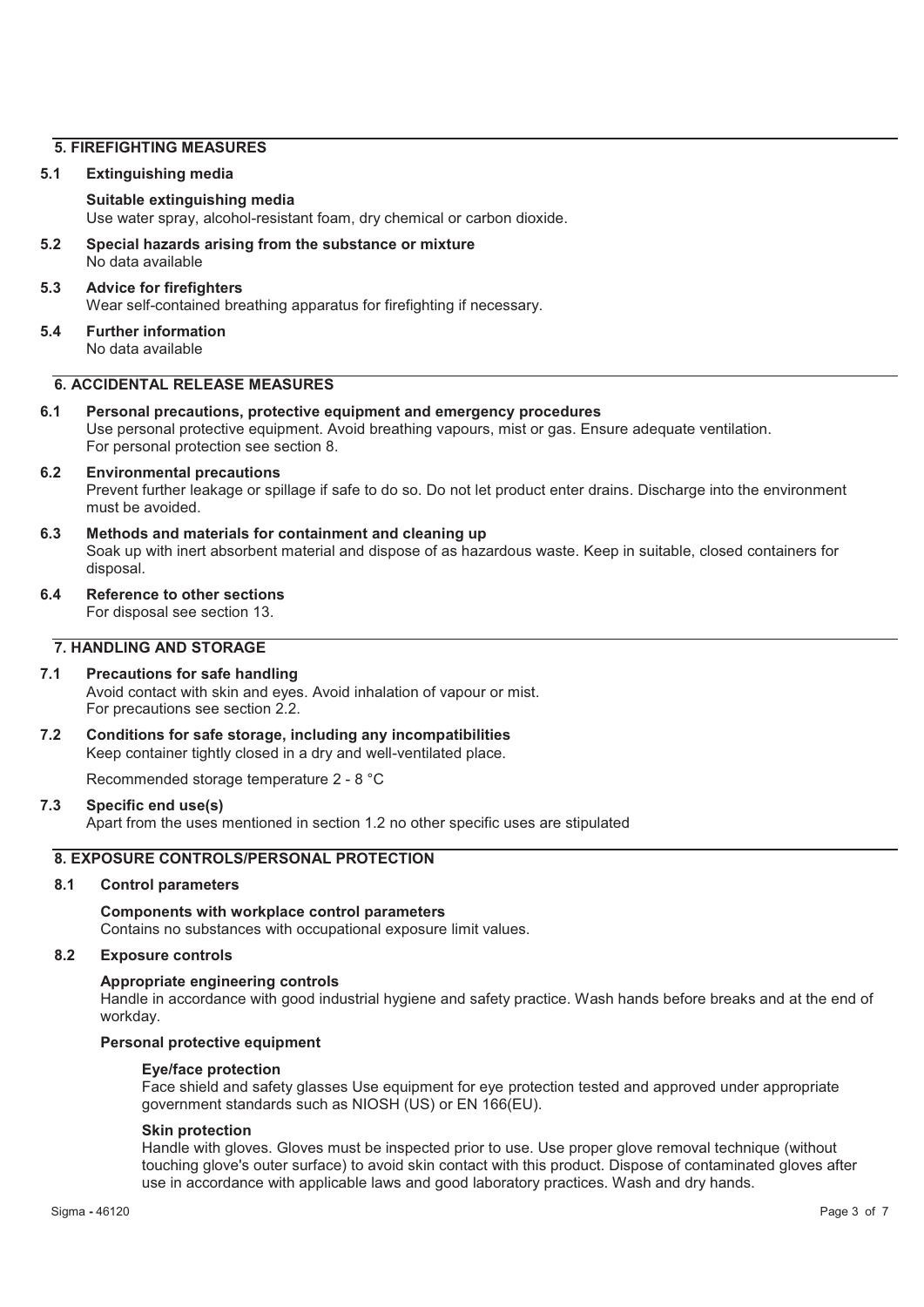## 5. FIREFIGHTING MEASURES

### 5.1 Extinguishing media

**Suitable extinguishing media**
Use water spray, alcohol-resistant foam, dry chemical or carbon dioxide.

### 5.2 Special hazards arising from the substance or mixture
No data available

### 5.3 Advice for firefighters
Wear self-contained breathing apparatus for firefighting if necessary.

### 5.4 Further information
No data available

## 6. ACCIDENTAL RELEASE MEASURES

### 6.1 Personal precautions, protective equipment and emergency procedures
Use personal protective equipment. Avoid breathing vapours, mist or gas. Ensure adequate ventilation.
For personal protection see section 8.

### 6.2 Environmental precautions
Prevent further leakage or spillage if safe to do so. Do not let product enter drains. Discharge into the environment must be avoided.

### 6.3 Methods and materials for containment and cleaning up
Soak up with inert absorbent material and dispose of as hazardous waste. Keep in suitable, closed containers for disposal.

### 6.4 Reference to other sections
For disposal see section 13.

## 7. HANDLING AND STORAGE

### 7.1 Precautions for safe handling
Avoid contact with skin and eyes. Avoid inhalation of vapour or mist.
For precautions see section 2.2.

### 7.2 Conditions for safe storage, including any incompatibilities
Keep container tightly closed in a dry and well-ventilated place.

Recommended storage temperature 2 - 8 °C

### 7.3 Specific end use(s)
Apart from the uses mentioned in section 1.2 no other specific uses are stipulated

## 8. EXPOSURE CONTROLS/PERSONAL PROTECTION

### 8.1 Control parameters

**Components with workplace control parameters**
Contains no substances with occupational exposure limit values.

### 8.2 Exposure controls

**Appropriate engineering controls**
Handle in accordance with good industrial hygiene and safety practice. Wash hands before breaks and at the end of workday.

**Personal protective equipment**

**Eye/face protection**
Face shield and safety glasses Use equipment for eye protection tested and approved under appropriate government standards such as NIOSH (US) or EN 166(EU).

**Skin protection**
Handle with gloves. Gloves must be inspected prior to use. Use proper glove removal technique (without touching glove's outer surface) to avoid skin contact with this product. Dispose of contaminated gloves after use in accordance with applicable laws and good laboratory practices. Wash and dry hands.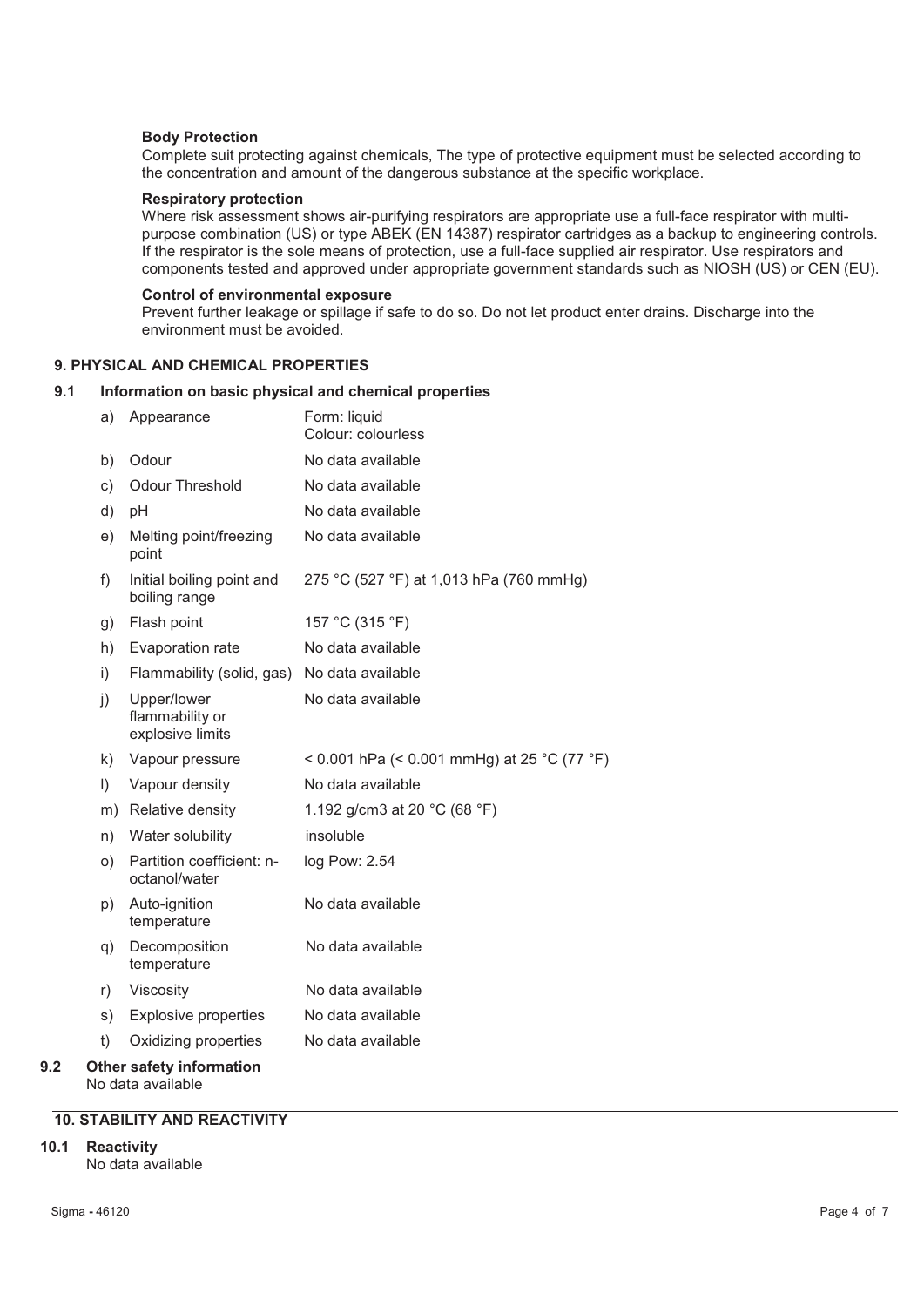**Body Protection**

Complete suit protecting against chemicals, The type of protective equipment must be selected according to the concentration and amount of the dangerous substance at the specific workplace.

**Respiratory protection**

Where risk assessment shows air-purifying respirators are appropriate use a full-face respirator with multi-purpose combination (US) or type ABEK (EN 14387) respirator cartridges as a backup to engineering controls. If the respirator is the sole means of protection, use a full-face supplied air respirator. Use respirators and components tested and approved under appropriate government standards such as NIOSH (US) or CEN (EU).

**Control of environmental exposure**

Prevent further leakage or spillage if safe to do so. Do not let product enter drains. Discharge into the environment must be avoided.

## 9. PHYSICAL AND CHEMICAL PROPERTIES

### 9.1 Information on basic physical and chemical properties

| | | |
|---|---|---|
| a) | Appearance | Form: liquid<br>Colour: colourless |
| b) | Odour | No data available |
| c) | Odour Threshold | No data available |
| d) | pH | No data available |
| e) | Melting point/freezing point | No data available |
| f) | Initial boiling point and boiling range | 275 °C (527 °F) at 1,013 hPa (760 mmHg) |
| g) | Flash point | 157 °C (315 °F) |
| h) | Evaporation rate | No data available |
| i) | Flammability (solid, gas) | No data available |
| j) | Upper/lower flammability or explosive limits | No data available |
| k) | Vapour pressure | < 0.001 hPa (< 0.001 mmHg) at 25 °C (77 °F) |
| l) | Vapour density | No data available |
| m) | Relative density | 1.192 g/cm3 at 20 °C (68 °F) |
| n) | Water solubility | insoluble |
| o) | Partition coefficient: n-octanol/water | log Pow: 2.54 |
| p) | Auto-ignition temperature | No data available |
| q) | Decomposition temperature | No data available |
| r) | Viscosity | No data available |
| s) | Explosive properties | No data available |
| t) | Oxidizing properties | No data available |

### 9.2 Other safety information

No data available

## 10. STABILITY AND REACTIVITY

### 10.1 Reactivity

No data available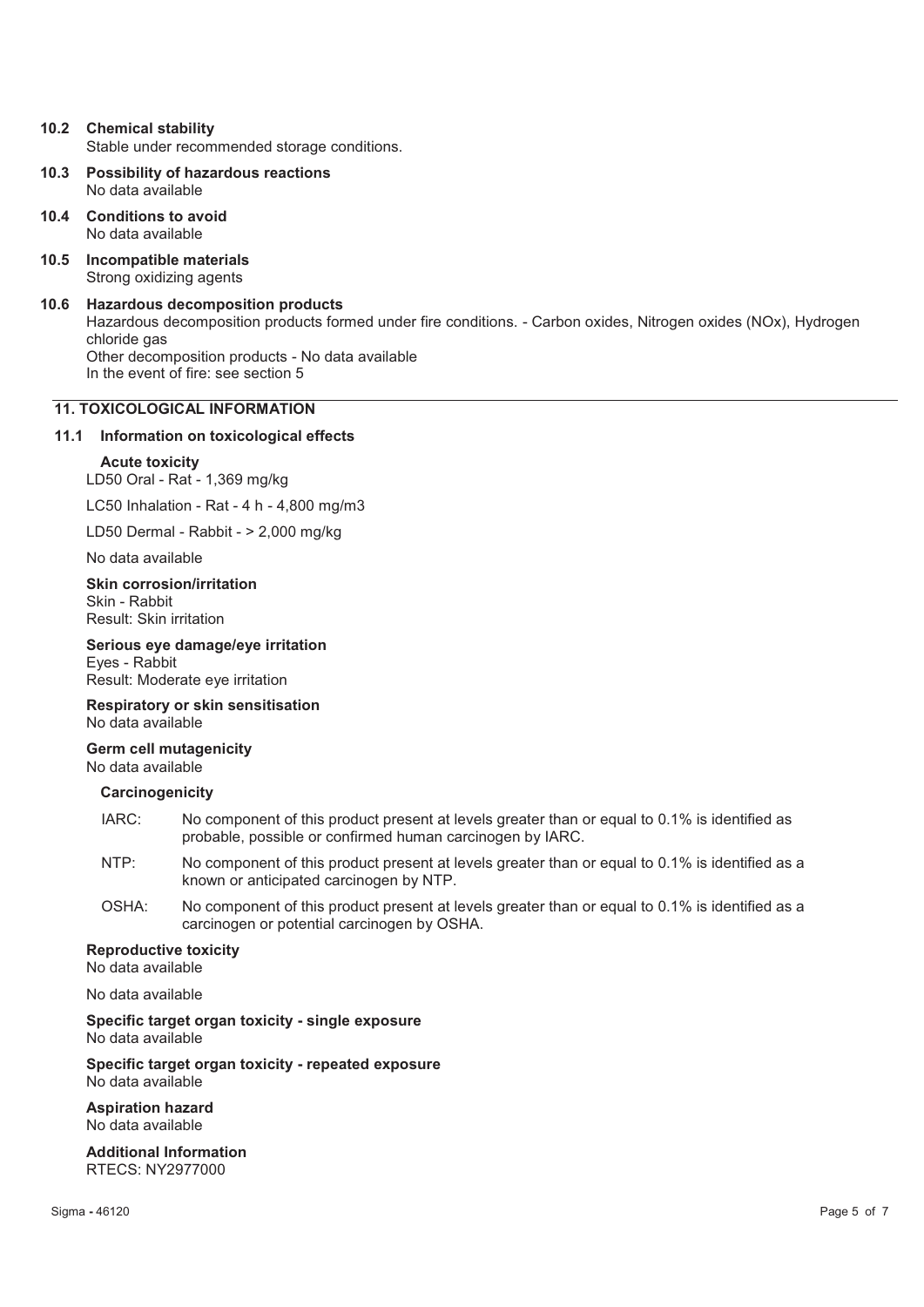**10.2 Chemical stability**

Stable under recommended storage conditions.

**10.3 Possibility of hazardous reactions**

No data available

**10.4 Conditions to avoid**

No data available

**10.5 Incompatible materials**

Strong oxidizing agents

**10.6 Hazardous decomposition products**

Hazardous decomposition products formed under fire conditions. - Carbon oxides, Nitrogen oxides (NOx), Hydrogen chloride gas
Other decomposition products - No data available
In the event of fire: see section 5

## 11. TOXICOLOGICAL INFORMATION

### 11.1 Information on toxicological effects

**Acute toxicity**

LD50 Oral - Rat - 1,369 mg/kg

LC50 Inhalation - Rat - 4 h - 4,800 mg/m3

LD50 Dermal - Rabbit - > 2,000 mg/kg

No data available

**Skin corrosion/irritation**

Skin - Rabbit
Result: Skin irritation

**Serious eye damage/eye irritation**

Eyes - Rabbit
Result: Moderate eye irritation

**Respiratory or skin sensitisation**

No data available

**Germ cell mutagenicity**

No data available

**Carcinogenicity**

IARC: No component of this product present at levels greater than or equal to 0.1% is identified as probable, possible or confirmed human carcinogen by IARC.

NTP: No component of this product present at levels greater than or equal to 0.1% is identified as a known or anticipated carcinogen by NTP.

OSHA: No component of this product present at levels greater than or equal to 0.1% is identified as a carcinogen or potential carcinogen by OSHA.

**Reproductive toxicity**

No data available

No data available

**Specific target organ toxicity - single exposure**

No data available

**Specific target organ toxicity - repeated exposure**

No data available

**Aspiration hazard**

No data available

**Additional Information**

RTECS: NY2977000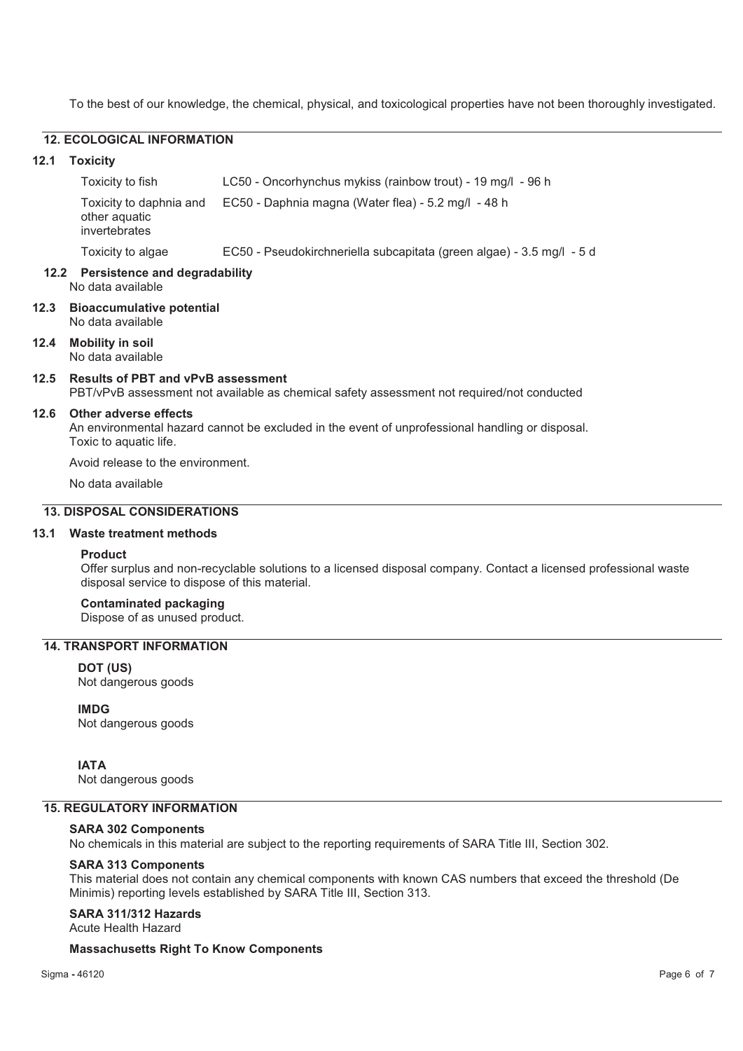To the best of our knowledge, the chemical, physical, and toxicological properties have not been thoroughly investigated.

## 12. ECOLOGICAL INFORMATION

### 12.1 Toxicity

| | |
|---|---|
| Toxicity to fish | LC50 - Oncorhynchus mykiss (rainbow trout) - 19 mg/l - 96 h |
| Toxicity to daphnia and other aquatic invertebrates | EC50 - Daphnia magna (Water flea) - 5.2 mg/l - 48 h |
| Toxicity to algae | EC50 - Pseudokirchneriella subcapitata (green algae) - 3.5 mg/l - 5 d |

### 12.2 Persistence and degradability

No data available

### 12.3 Bioaccumulative potential

No data available

### 12.4 Mobility in soil

No data available

### 12.5 Results of PBT and vPvB assessment

PBT/vPvB assessment not available as chemical safety assessment not required/not conducted

### 12.6 Other adverse effects

An environmental hazard cannot be excluded in the event of unprofessional handling or disposal.
Toxic to aquatic life.

Avoid release to the environment.

No data available

## 13. DISPOSAL CONSIDERATIONS

### 13.1 Waste treatment methods

**Product**

Offer surplus and non-recyclable solutions to a licensed disposal company. Contact a licensed professional waste disposal service to dispose of this material.

**Contaminated packaging**

Dispose of as unused product.

## 14. TRANSPORT INFORMATION

**DOT (US)**

Not dangerous goods

**IMDG**

Not dangerous goods

**IATA**

Not dangerous goods

## 15. REGULATORY INFORMATION

**SARA 302 Components**

No chemicals in this material are subject to the reporting requirements of SARA Title III, Section 302.

**SARA 313 Components**

This material does not contain any chemical components with known CAS numbers that exceed the threshold (De Minimis) reporting levels established by SARA Title III, Section 313.

**SARA 311/312 Hazards**

Acute Health Hazard

**Massachusetts Right To Know Components**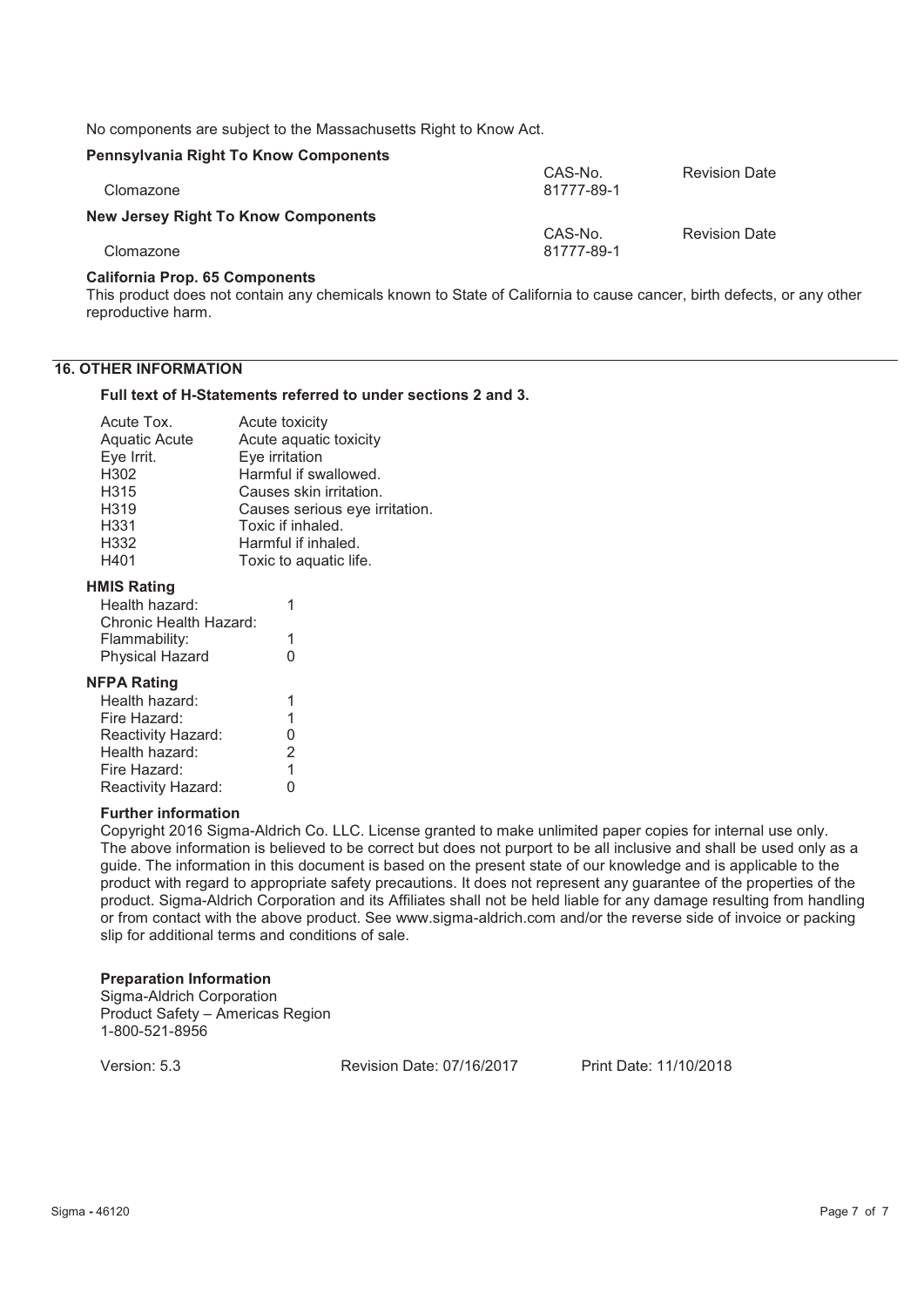No components are subject to the Massachusetts Right to Know Act.

**Pennsylvania Right To Know Components**

| | CAS-No. | Revision Date |
|---|---|---|
| Clomazone | 81777-89-1 | |

**New Jersey Right To Know Components**

| | CAS-No. | Revision Date |
|---|---|---|
| Clomazone | 81777-89-1 | |

**California Prop. 65 Components**

This product does not contain any chemicals known to State of California to cause cancer, birth defects, or any other reproductive harm.

## 16. OTHER INFORMATION

**Full text of H-Statements referred to under sections 2 and 3.**

| | |
|---|---|
| Acute Tox. | Acute toxicity |
| Aquatic Acute | Acute aquatic toxicity |
| Eye Irrit. | Eye irritation |
| H302 | Harmful if swallowed. |
| H315 | Causes skin irritation. |
| H319 | Causes serious eye irritation. |
| H331 | Toxic if inhaled. |
| H332 | Harmful if inhaled. |
| H401 | Toxic to aquatic life. |

**HMIS Rating**

| | |
|---|---|
| Health hazard: | 1 |
| Chronic Health Hazard: | |
| Flammability: | 1 |
| Physical Hazard | 0 |

**NFPA Rating**

| | |
|---|---|
| Health hazard: | 1 |
| Fire Hazard: | 1 |
| Reactivity Hazard: | 0 |
| Health hazard: | 2 |
| Fire Hazard: | 1 |
| Reactivity Hazard: | 0 |

**Further information**

Copyright 2016 Sigma-Aldrich Co. LLC. License granted to make unlimited paper copies for internal use only.
The above information is believed to be correct but does not purport to be all inclusive and shall be used only as a guide. The information in this document is based on the present state of our knowledge and is applicable to the product with regard to appropriate safety precautions. It does not represent any guarantee of the properties of the product. Sigma-Aldrich Corporation and its Affiliates shall not be held liable for any damage resulting from handling or from contact with the above product. See www.sigma-aldrich.com and/or the reverse side of invoice or packing slip for additional terms and conditions of sale.

**Preparation Information**

Sigma-Aldrich Corporation
Product Safety – Americas Region
1-800-521-8956

Version: 5.3 Revision Date: 07/16/2017 Print Date: 11/10/2018